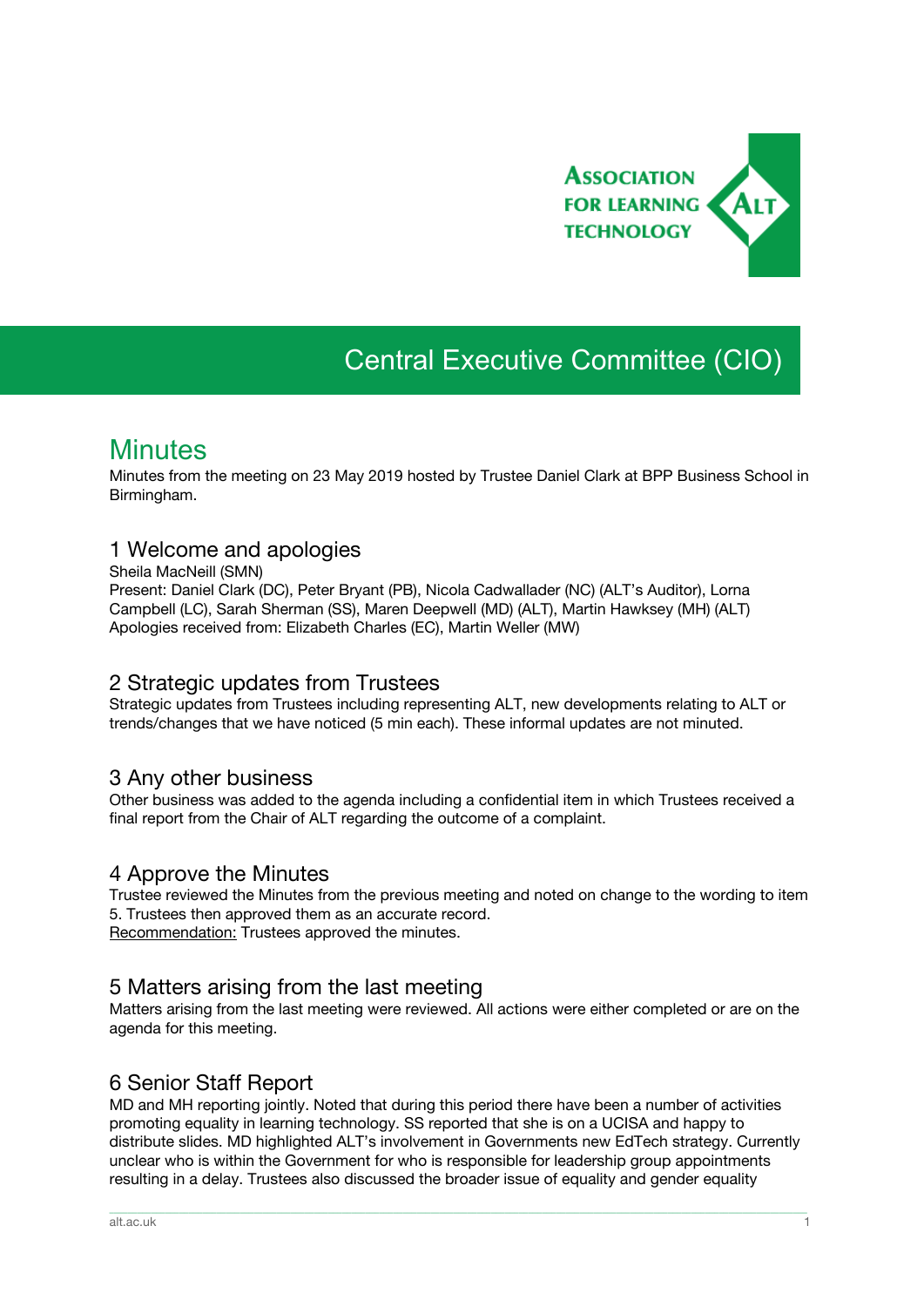Association for Learning Technology

# Central Executive Committee (CIO)

## Minutes

Minutes from the meeting on 23 May 2019 hosted by Trustee Daniel Clark at BPP Business School in Birmingham.

### 1 Welcome and apologies

Sheila MacNeill (SMN)
Present: Daniel Clark (DC), Peter Bryant (PB), Nicola Cadwallader (NC) (ALT's Auditor), Lorna Campbell (LC), Sarah Sherman (SS), Maren Deepwell (MD) (ALT), Martin Hawksey (MH) (ALT)
Apologies received from: Elizabeth Charles (EC), Martin Weller (MW)

### 2 Strategic updates from Trustees

Strategic updates from Trustees including representing ALT, new developments relating to ALT or trends/changes that we have noticed (5 min each). These informal updates are not minuted.

### 3 Any other business

Other business was added to the agenda including a confidential item in which Trustees received a final report from the Chair of ALT regarding the outcome of a complaint.

### 4 Approve the Minutes

Trustee reviewed the Minutes from the previous meeting and noted on change to the wording to item 5. Trustees then approved them as an accurate record.
Recommendation: Trustees approved the minutes.

### 5 Matters arising from the last meeting

Matters arising from the last meeting were reviewed. All actions were either completed or are on the agenda for this meeting.

### 6 Senior Staff Report

MD and MH reporting jointly. Noted that during this period there have been a number of activities promoting equality in learning technology. SS reported that she is on a UCISA and happy to distribute slides. MD highlighted ALT's involvement in Governments new EdTech strategy. Currently unclear who is within the Government for who is responsible for leadership group appointments resulting in a delay. Trustees also discussed the broader issue of equality and gender equality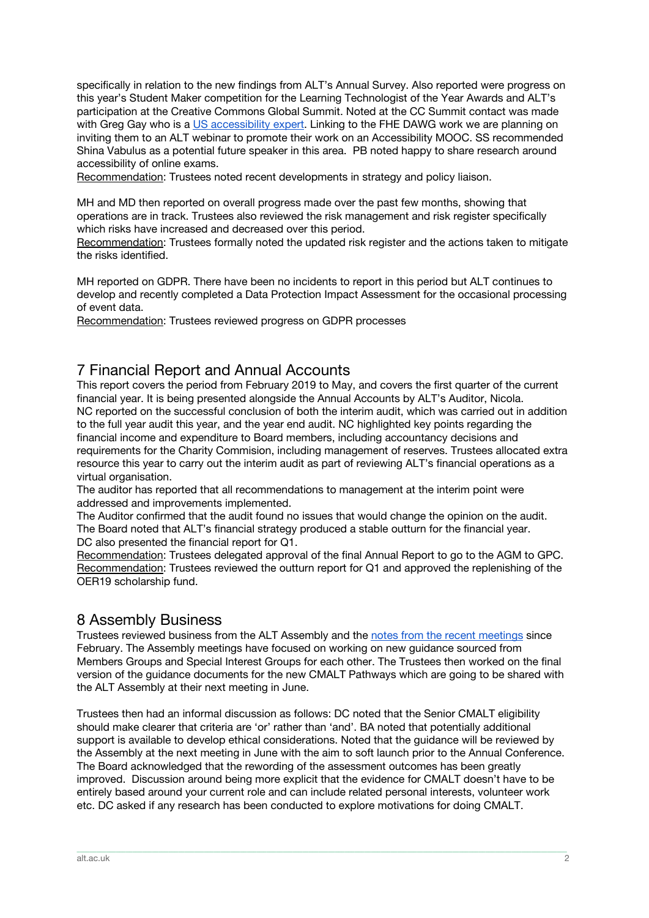specifically in relation to the new findings from ALT's Annual Survey. Also reported were progress on this year's Student Maker competition for the Learning Technologist of the Year Awards and ALT's participation at the Creative Commons Global Summit. Noted at the CC Summit contact was made with Greg Gay who is a [US accessibility expert](). Linking to the FHE DAWG work we are planning on inviting them to an ALT webinar to promote their work on an Accessibility MOOC. SS recommended Shina Vabulus as a potential future speaker in this area. PB noted happy to share research around accessibility of online exams.
<u>Recommendation</u>: Trustees noted recent developments in strategy and policy liaison.

MH and MD then reported on overall progress made over the past few months, showing that operations are in track. Trustees also reviewed the risk management and risk register specifically which risks have increased and decreased over this period.
<u>Recommendation</u>: Trustees formally noted the updated risk register and the actions taken to mitigate the risks identified.

MH reported on GDPR. There have been no incidents to report in this period but ALT continues to develop and recently completed a Data Protection Impact Assessment for the occasional processing of event data.
<u>Recommendation</u>: Trustees reviewed progress on GDPR processes

## 7 Financial Report and Annual Accounts

This report covers the period from February 2019 to May, and covers the first quarter of the current financial year. It is being presented alongside the Annual Accounts by ALT's Auditor, Nicola.
NC reported on the successful conclusion of both the interim audit, which was carried out in addition to the full year audit this year, and the year end audit. NC highlighted key points regarding the financial income and expenditure to Board members, including accountancy decisions and requirements for the Charity Commision, including management of reserves. Trustees allocated extra resource this year to carry out the interim audit as part of reviewing ALT's financial operations as a virtual organisation.
The auditor has reported that all recommendations to management at the interim point were addressed and improvements implemented.
The Auditor confirmed that the audit found no issues that would change the opinion on the audit.
The Board noted that ALT's financial strategy produced a stable outturn for the financial year.
DC also presented the financial report for Q1.
<u>Recommendation</u>: Trustees delegated approval of the final Annual Report to go to the AGM to GPC.
<u>Recommendation</u>: Trustees reviewed the outturn report for Q1 and approved the replenishing of the OER19 scholarship fund.

## 8 Assembly Business

Trustees reviewed business from the ALT Assembly and the [notes from the recent meetings]() since February. The Assembly meetings have focused on working on new guidance sourced from Members Groups and Special Interest Groups for each other. The Trustees then worked on the final version of the guidance documents for the new CMALT Pathways which are going to be shared with the ALT Assembly at their next meeting in June.

Trustees then had an informal discussion as follows: DC noted that the Senior CMALT eligibility should make clearer that criteria are 'or' rather than 'and'. BA noted that potentially additional support is available to develop ethical considerations. Noted that the guidance will be reviewed by the Assembly at the next meeting in June with the aim to soft launch prior to the Annual Conference. The Board acknowledged that the rewording of the assessment outcomes has been greatly improved. Discussion around being more explicit that the evidence for CMALT doesn't have to be entirely based around your current role and can include related personal interests, volunteer work etc. DC asked if any research has been conducted to explore motivations for doing CMALT.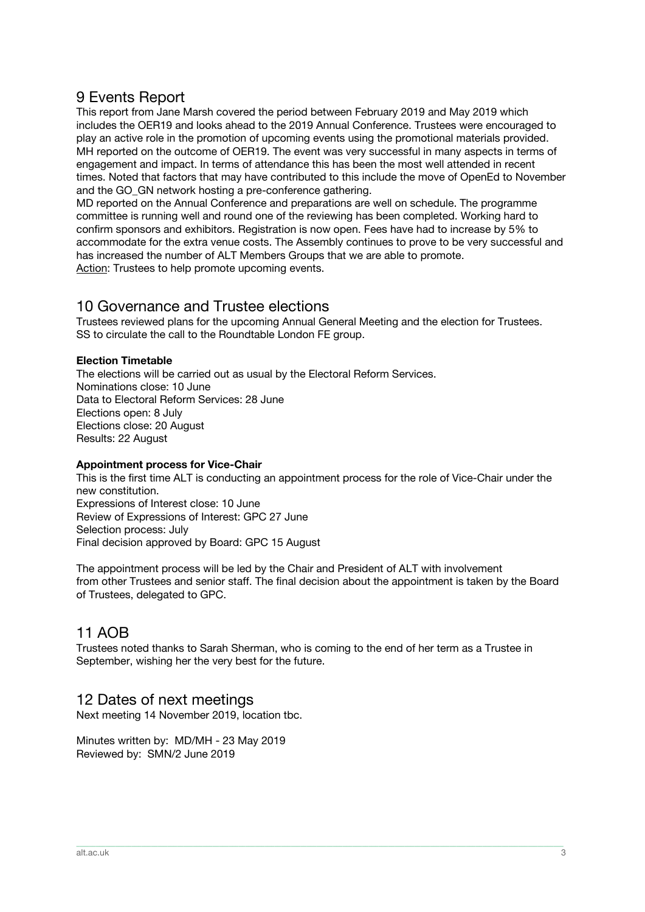## 9 Events Report

This report from Jane Marsh covered the period between February 2019 and May 2019 which includes the OER19 and looks ahead to the 2019 Annual Conference. Trustees were encouraged to play an active role in the promotion of upcoming events using the promotional materials provided. MH reported on the outcome of OER19. The event was very successful in many aspects in terms of engagement and impact. In terms of attendance this has been the most well attended in recent times. Noted that factors that may have contributed to this include the move of OpenEd to November and the GO_GN network hosting a pre-conference gathering.

MD reported on the Annual Conference and preparations are well on schedule. The programme committee is running well and round one of the reviewing has been completed. Working hard to confirm sponsors and exhibitors. Registration is now open. Fees have had to increase by 5% to accommodate for the extra venue costs. The Assembly continues to prove to be very successful and has increased the number of ALT Members Groups that we are able to promote.

Action: Trustees to help promote upcoming events.

## 10 Governance and Trustee elections

Trustees reviewed plans for the upcoming Annual General Meeting and the election for Trustees. SS to circulate the call to the Roundtable London FE group.

**Election Timetable**

The elections will be carried out as usual by the Electoral Reform Services.
Nominations close: 10 June
Data to Electoral Reform Services: 28 June
Elections open: 8 July
Elections close: 20 August
Results: 22 August

**Appointment process for Vice-Chair**

This is the first time ALT is conducting an appointment process for the role of Vice-Chair under the new constitution.
Expressions of Interest close: 10 June
Review of Expressions of Interest: GPC 27 June
Selection process: July
Final decision approved by Board: GPC 15 August

The appointment process will be led by the Chair and President of ALT with involvement from other Trustees and senior staff. The final decision about the appointment is taken by the Board of Trustees, delegated to GPC.

## 11 AOB

Trustees noted thanks to Sarah Sherman, who is coming to the end of her term as a Trustee in September, wishing her the very best for the future.

## 12 Dates of next meetings

Next meeting 14 November 2019, location tbc.

Minutes written by: MD/MH - 23 May 2019
Reviewed by: SMN/2 June 2019